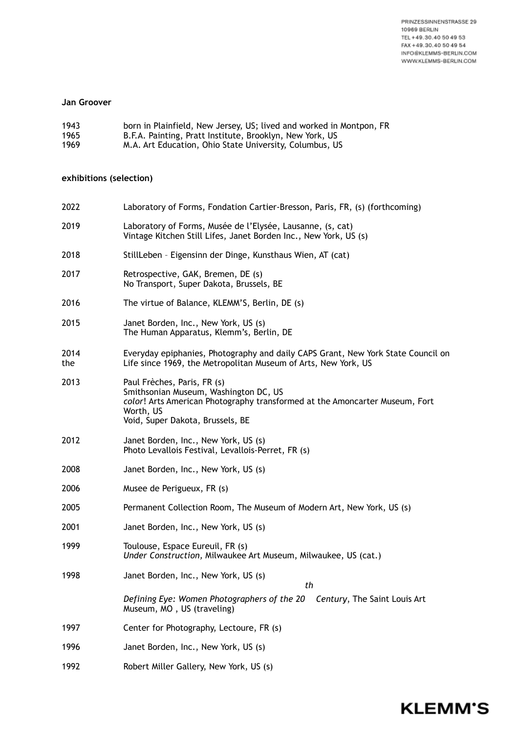**Jan Groover**

1943 born in Plainfield, New Jersey, US; lived and worked in Montpon, FR
1965 B.F.A. Painting, Pratt Institute, Brooklyn, New York, US
1969 M.A. Art Education, Ohio State University, Columbus, US

**exhibitions (selection)**

2022 Laboratory of Forms, Fondation Cartier-Bresson, Paris, FR, (s) (forthcoming)

2019 Laboratory of Forms, Musée de l'Elysée, Lausanne, (s, cat)
Vintage Kitchen Still Lifes, Janet Borden Inc., New York, US (s)

2018 StillLeben – Eigensinn der Dinge, Kunsthaus Wien, AT (cat)

2017 Retrospective, GAK, Bremen, DE (s)
No Transport, Super Dakota, Brussels, BE

2016 The virtue of Balance, KLEMM'S, Berlin, DE (s)

2015 Janet Borden, Inc., New York, US (s)
The Human Apparatus, Klemm's, Berlin, DE

2014 Everyday epiphanies, Photography and daily CAPS Grant, New York State Council on the Life since 1969, the Metropolitan Museum of Arts, New York, US

2013 Paul Frèches, Paris, FR (s)
Smithsonian Museum, Washington DC, US
*color*! Arts American Photography transformed at the Amoncarter Museum, Fort Worth, US
Void, Super Dakota, Brussels, BE

2012 Janet Borden, Inc., New York, US (s)
Photo Levallois Festival, Levallois-Perret, FR (s)

2008 Janet Borden, Inc., New York, US (s)

2006 Musee de Perigueux, FR (s)

2005 Permanent Collection Room, The Museum of Modern Art, New York, US (s)

2001 Janet Borden, Inc., New York, US (s)

1999 Toulouse, Espace Eureuil, FR (s)
*Under Construction,* Milwaukee Art Museum, Milwaukee, US (cat.)

1998 Janet Borden, Inc., New York, US (s)
*Defining Eye: Women Photographers of the 20th Century*, The Saint Louis Art Museum, MO , US (traveling)

1997 Center for Photography, Lectoure, FR (s)

1996 Janet Borden, Inc., New York, US (s)

1992 Robert Miller Gallery, New York, US (s)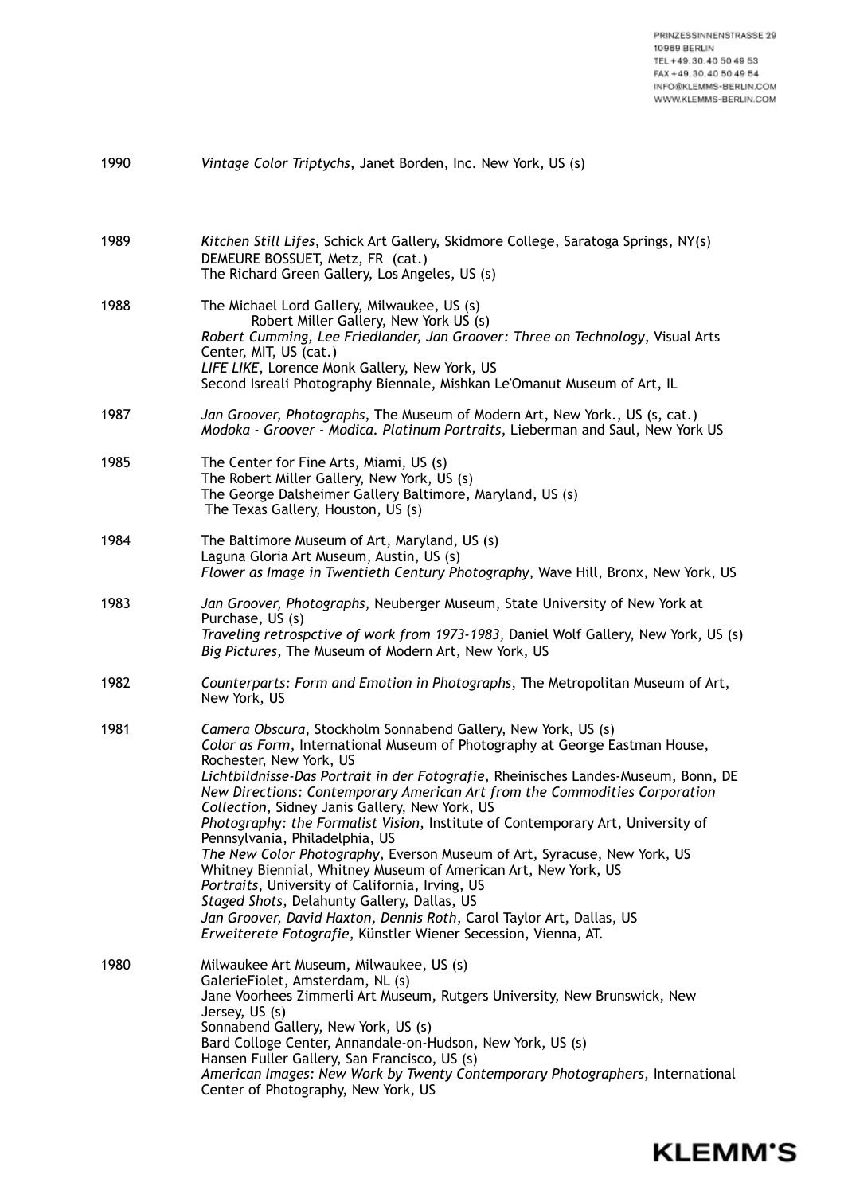1990 *Vintage Color Triptychs*, Janet Borden, Inc. New York, US (s)

1989 *Kitchen Still Lifes*, Schick Art Gallery, Skidmore College, Saratoga Springs, NY(s)
DEMEURE BOSSUET, Metz, FR (cat.)
The Richard Green Gallery, Los Angeles, US (s)

1988 The Michael Lord Gallery, Milwaukee, US (s)
Robert Miller Gallery, New York US (s)
*Robert Cumming, Lee Friedlander, Jan Groover: Three on Technology*, Visual Arts Center, MIT, US (cat.)
*LIFE LIKE*, Lorence Monk Gallery, New York, US
Second Isreali Photography Biennale, Mishkan Le'Omanut Museum of Art, IL

1987 *Jan Groover, Photographs*, The Museum of Modern Art, New York., US (s, cat.)
*Modoka - Groover - Modica. Platinum Portraits*, Lieberman and Saul, New York US

1985 The Center for Fine Arts, Miami, US (s)
The Robert Miller Gallery, New York, US (s)
The George Dalsheimer Gallery Baltimore, Maryland, US (s)
The Texas Gallery, Houston, US (s)

1984 The Baltimore Museum of Art, Maryland, US (s)
Laguna Gloria Art Museum, Austin, US (s)
*Flower as Image in Twentieth Century Photography*, Wave Hill, Bronx, New York, US

1983 *Jan Groover, Photographs*, Neuberger Museum, State University of New York at Purchase, US (s)
*Traveling retrospctive of work from 1973-1983,* Daniel Wolf Gallery, New York, US (s)
*Big Pictures,* The Museum of Modern Art, New York, US

1982 *Counterparts: Form and Emotion in Photographs*, The Metropolitan Museum of Art, New York, US

1981 *Camera Obscura*, Stockholm Sonnabend Gallery, New York, US (s)
*Color as Form*, International Museum of Photography at George Eastman House, Rochester, New York, US
*Lichtbildnisse-Das Portrait in der Fotografie*, Rheinisches Landes-Museum, Bonn, DE
*New Directions: Contemporary American Art from the Commodities Corporation Collection*, Sidney Janis Gallery, New York, US
*Photography: the Formalist Vision*, Institute of Contemporary Art, University of Pennsylvania, Philadelphia, US
*The New Color Photography*, Everson Museum of Art, Syracuse, New York, US
Whitney Biennial, Whitney Museum of American Art, New York, US
*Portraits*, University of California, Irving, US
*Staged Shots*, Delahunty Gallery, Dallas, US
*Jan Groover, David Haxton, Dennis Roth*, Carol Taylor Art, Dallas, US
*Erweiterete Fotografie*, Künstler Wiener Secession, Vienna, AT.

1980 Milwaukee Art Museum, Milwaukee, US (s)
GalerieFiolet, Amsterdam, NL (s)
Jane Voorhees Zimmerli Art Museum, Rutgers University, New Brunswick, New Jersey, US (s)
Sonnabend Gallery, New York, US (s)
Bard Colloge Center, Annandale-on-Hudson, New York, US (s)
Hansen Fuller Gallery, San Francisco, US (s)
*American Images: New Work by Twenty Contemporary Photographers*, International Center of Photography, New York, US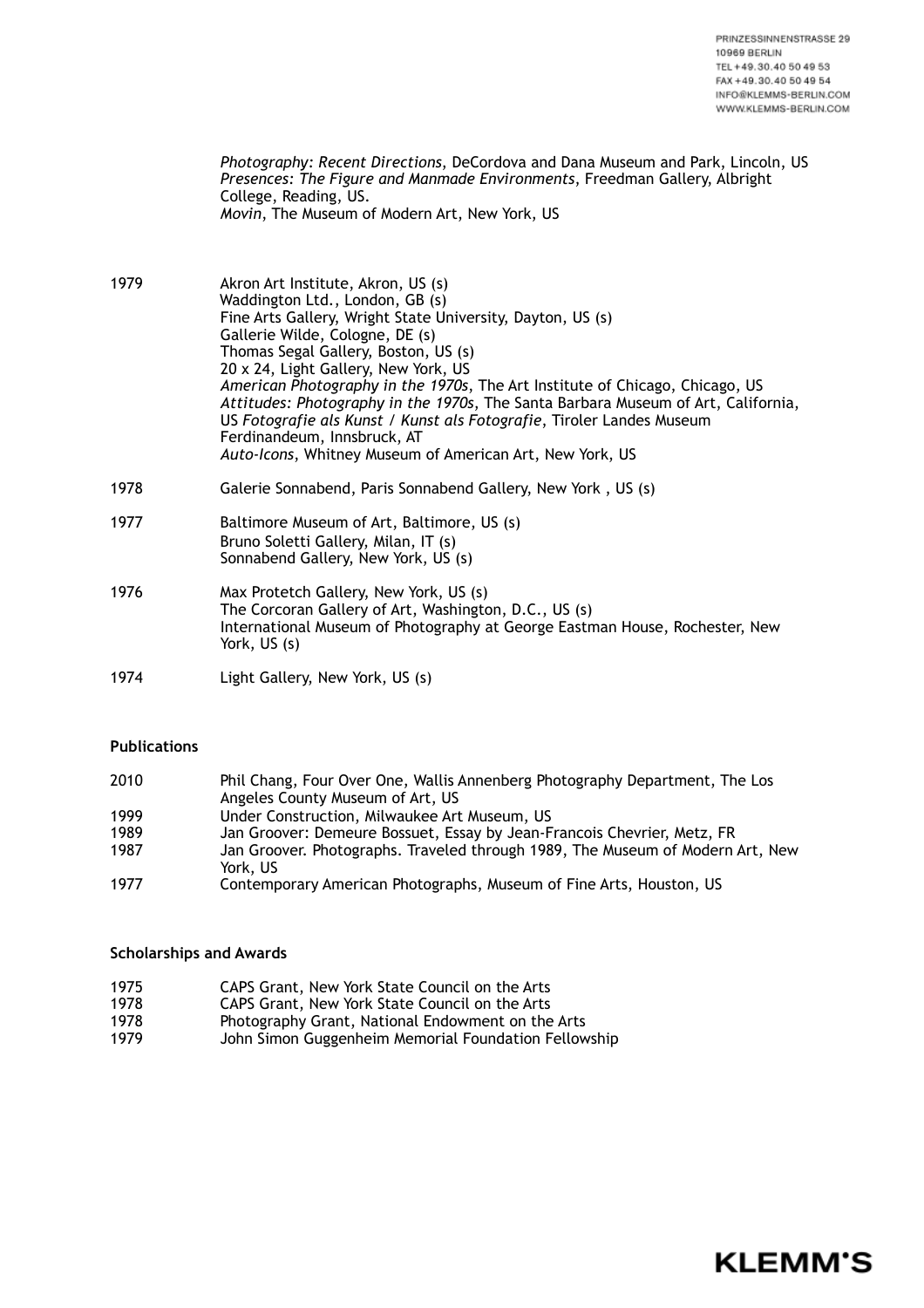*Photography: Recent Directions*, DeCordova and Dana Museum and Park, Lincoln, US
*Presences: The Figure and Manmade Environments*, Freedman Gallery, Albright College, Reading, US.
*Movin*, The Museum of Modern Art, New York, US

| | |
|---|---|
| 1979 | Akron Art Institute, Akron, US (s)<br>Waddington Ltd., London, GB (s)<br>Fine Arts Gallery, Wright State University, Dayton, US (s)<br>Gallerie Wilde, Cologne, DE (s)<br>Thomas Segal Gallery, Boston, US (s)<br>20 x 24, Light Gallery, New York, US<br>*American Photography in the 1970s*, The Art Institute of Chicago, Chicago, US<br>*Attitudes: Photography in the 1970s*, The Santa Barbara Museum of Art, California, US *Fotografie als Kunst / Kunst als Fotografie*, Tiroler Landes Museum Ferdinandeum, Innsbruck, AT<br>*Auto-Icons*, Whitney Museum of American Art, New York, US |
| 1978 | Galerie Sonnabend, Paris Sonnabend Gallery, New York , US (s) |
| 1977 | Baltimore Museum of Art, Baltimore, US (s)<br>Bruno Soletti Gallery, Milan, IT (s)<br>Sonnabend Gallery, New York, US (s) |
| 1976 | Max Protetch Gallery, New York, US (s)<br>The Corcoran Gallery of Art, Washington, D.C., US (s)<br>International Museum of Photography at George Eastman House, Rochester, New York, US (s) |
| 1974 | Light Gallery, New York, US (s) |

**Publications**

| | |
|---|---|
| 2010 | Phil Chang, Four Over One, Wallis Annenberg Photography Department, The Los Angeles County Museum of Art, US |
| 1999 | Under Construction, Milwaukee Art Museum, US |
| 1989 | Jan Groover: Demeure Bossuet, Essay by Jean-Francois Chevrier, Metz, FR |
| 1987 | Jan Groover. Photographs. Traveled through 1989, The Museum of Modern Art, New York, US |
| 1977 | Contemporary American Photographs, Museum of Fine Arts, Houston, US |

**Scholarships and Awards**

| | |
|---|---|
| 1975 | CAPS Grant, New York State Council on the Arts |
| 1978 | CAPS Grant, New York State Council on the Arts |
| 1978 | Photography Grant, National Endowment on the Arts |
| 1979 | John Simon Guggenheim Memorial Foundation Fellowship |